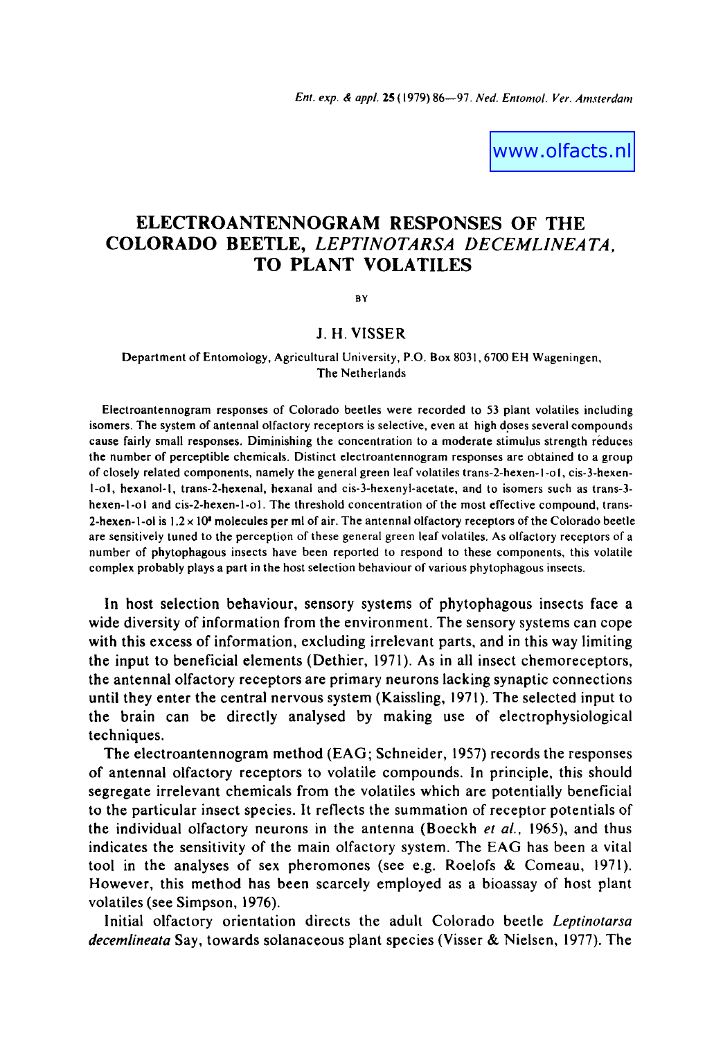www.olfacts.nl

# ELECTROANTENNOGRAM RESPONSES OF THE COLORADO BEETLE, *LEPTINOTARSA DECEMLINEATA*, TO PLANT VOLATILES

BY

## J. H. VISSER

Department of Entomology, Agricultural University, P.O. Box 8031, 6700 EH Wageningen, The Netherlands

Electroantennogram responses of Colorado beetles were recorded to 53 plant volatiles including isomers. The system of antennal olfactory receptors is selective, even at high doses several compounds cause fairly small responses. Diminishing the concentration to a moderate stimulus strength reduces the number of perceptible chemicals. Distinct electroantennogram responses are obtained to a group of closely related components, namely the general green leaf volatiles trans-2-hexen-1-ol, cis-3-hexen-1-ol, hexanol-1, trans-2-hexenal, hexanal and cis-3-hexenyl-acetate, and to isomers such as trans-3-hexen-1-ol and cis-2-hexen-1-ol. The threshold concentration of the most effective compound, trans-2-hexen-1-ol is $1.2 \times 10^{8}$ molecules per ml of air. The antennal olfactory receptors of the Colorado beetle are sensitively tuned to the perception of these general green leaf volatiles. As olfactory receptors of a number of phytophagous insects have been reported to respond to these components, this volatile complex probably plays a part in the host selection behaviour of various phytophagous insects.

In host selection behaviour, sensory systems of phytophagous insects face a wide diversity of information from the environment. The sensory systems can cope with this excess of information, excluding irrelevant parts, and in this way limiting the input to beneficial elements (Dethier, 1971). As in all insect chemoreceptors, the antennal olfactory receptors are primary neurons lacking synaptic connections until they enter the central nervous system (Kaissling, 1971). The selected input to the brain can be directly analysed by making use of electrophysiological techniques.

The electroantennogram method (EAG; Schneider, 1957) records the responses of antennal olfactory receptors to volatile compounds. In principle, this should segregate irrelevant chemicals from the volatiles which are potentially beneficial to the particular insect species. It reflects the summation of receptor potentials of the individual olfactory neurons in the antenna (Boeckh *et al.*, 1965), and thus indicates the sensitivity of the main olfactory system. The EAG has been a vital tool in the analyses of sex pheromones (see e.g. Roelofs & Comeau, 1971). However, this method has been scarcely employed as a bioassay of host plant volatiles (see Simpson, 1976).

Initial olfactory orientation directs the adult Colorado beetle *Leptinotarsa decemlineata* Say, towards solanaceous plant species (Visser & Nielsen, 1977). The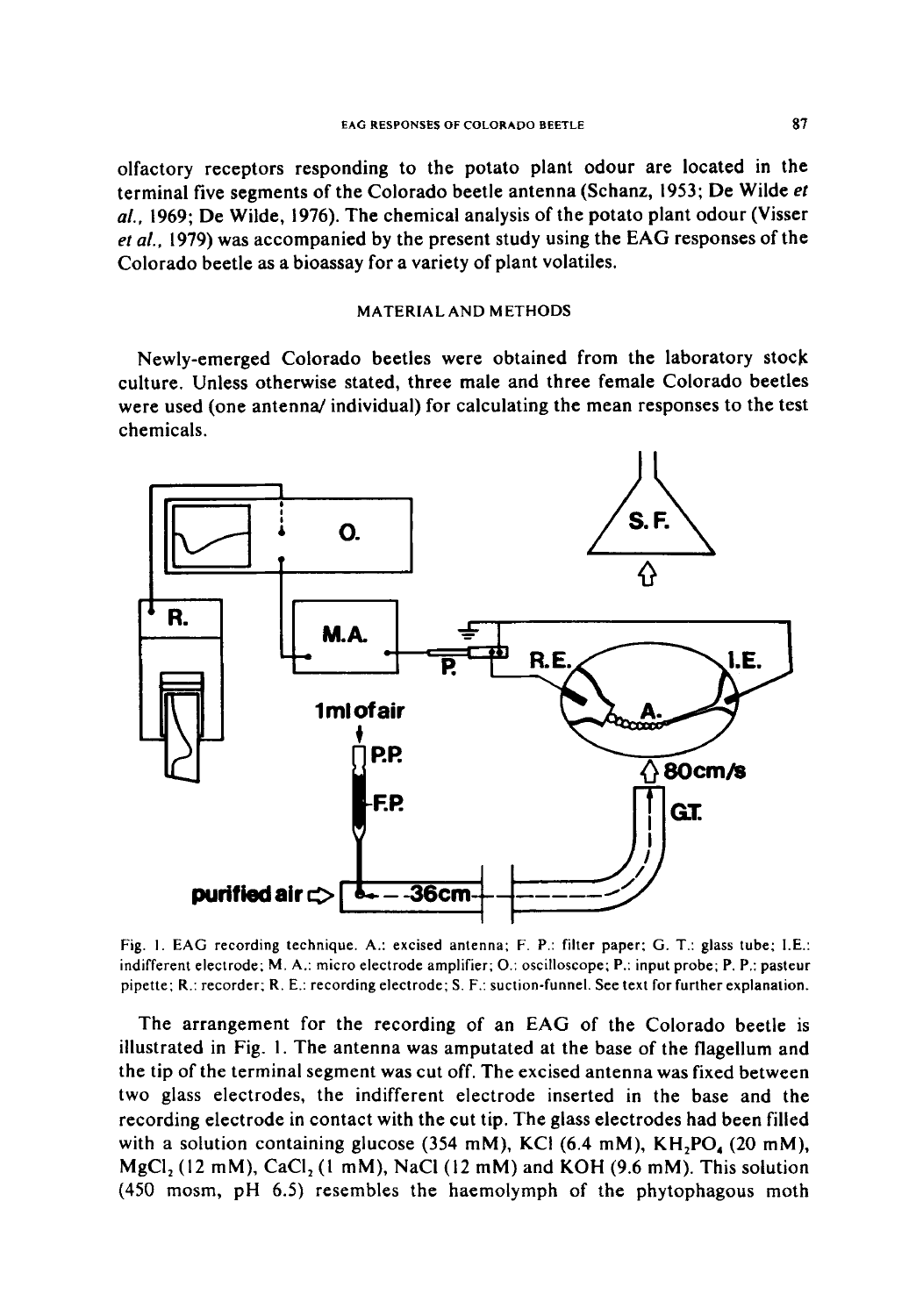olfactory receptors responding to the potato plant odour are located in the terminal five segments of the Colorado beetle antenna (Schanz, 1953; De Wilde *et al.*, 1969; De Wilde, 1976). The chemical analysis of the potato plant odour (Visser *et al.*, 1979) was accompanied by the present study using the EAG responses of the Colorado beetle as a bioassay for a variety of plant volatiles.

## MATERIAL AND METHODS

Newly-emerged Colorado beetles were obtained from the laboratory stock culture. Unless otherwise stated, three male and three female Colorado beetles were used (one antenna/ individual) for calculating the mean responses to the test chemicals.

Fig. 1. EAG recording technique. A.: excised antenna; F. P.: filter paper; G. T.: glass tube; I.E.: indifferent electrode; M. A.: micro electrode amplifier; O.: oscilloscope; P.: input probe; P. P.: pasteur pipette; R.: recorder; R. E.: recording electrode; S. F.: suction-funnel. See text for further explanation.

The arrangement for the recording of an EAG of the Colorado beetle is illustrated in Fig. 1. The antenna was amputated at the base of the flagellum and the tip of the terminal segment was cut off. The excised antenna was fixed between two glass electrodes, the indifferent electrode inserted in the base and the recording electrode in contact with the cut tip. The glass electrodes had been filled with a solution containing glucose (354 mM), KCl (6.4 mM), $KH_2PO_4$ (20 mM), $MgCl_2$ (12 mM), $CaCl_2$ (1 mM), NaCl (12 mM) and KOH (9.6 mM). This solution (450 mosm, pH 6.5) resembles the haemolymph of the phytophagous moth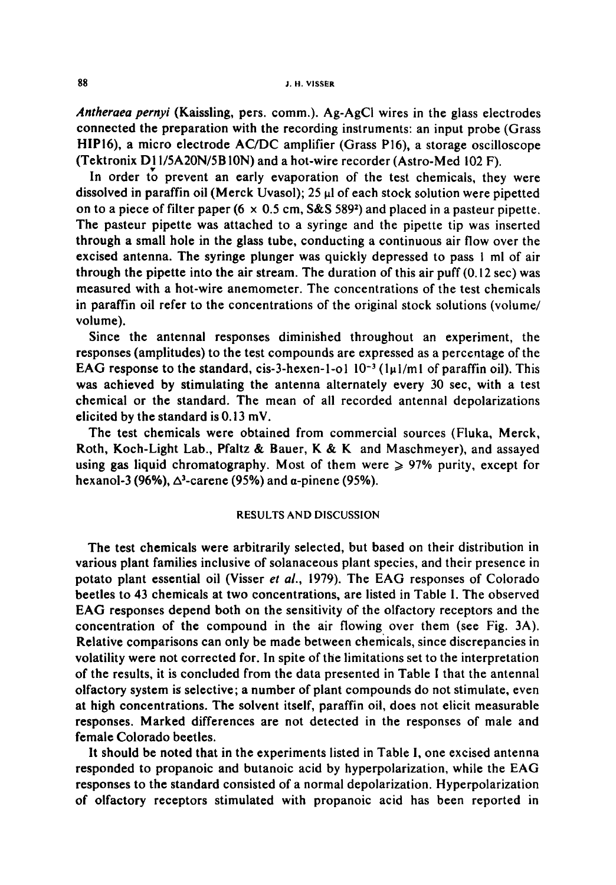*Antheraea pernyi* (Kaissling, pers. comm.). Ag-AgCl wires in the glass electrodes connected the preparation with the recording instruments: an input probe (Grass HIP16), a micro electrode AC/DC amplifier (Grass P16), a storage oscilloscope (Tektronix D11/5A20N/5B10N) and a hot-wire recorder (Astro-Med 102 F).

In order to prevent an early evaporation of the test chemicals, they were dissolved in paraffin oil (Merck Uvasol); 25 μl of each stock solution were pipetted on to a piece of filter paper (6 × 0.5 cm, S&S 589[2]) and placed in a pasteur pipette. The pasteur pipette was attached to a syringe and the pipette tip was inserted through a small hole in the glass tube, conducting a continuous air flow over the excised antenna. The syringe plunger was quickly depressed to pass 1 ml of air through the pipette into the air stream. The duration of this air puff (0.12 sec) was measured with a hot-wire anemometer. The concentrations of the test chemicals in paraffin oil refer to the concentrations of the original stock solutions (volume/volume).

Since the antennal responses diminished throughout an experiment, the responses (amplitudes) to the test compounds are expressed as a percentage of the EAG response to the standard, cis-3-hexen-1-ol $10^{-3}$ (1μl/ml of paraffin oil). This was achieved by stimulating the antenna alternately every 30 sec, with a test chemical or the standard. The mean of all recorded antennal depolarizations elicited by the standard is 0.13 mV.

The test chemicals were obtained from commercial sources (Fluka, Merck, Roth, Koch-Light Lab., Pfaltz & Bauer, K & K and Maschmeyer), and assayed using gas liquid chromatography. Most of them were ⩾ 97% purity, except for hexanol-3 (96%), $\Delta^3$-carene (95%) and α-pinene (95%).

## RESULTS AND DISCUSSION

The test chemicals were arbitrarily selected, but based on their distribution in various plant families inclusive of solanaceous plant species, and their presence in potato plant essential oil (Visser *et al.*, 1979). The EAG responses of Colorado beetles to 43 chemicals at two concentrations, are listed in Table I. The observed EAG responses depend both on the sensitivity of the olfactory receptors and the concentration of the compound in the air flowing over them (see Fig. 3A). Relative comparisons can only be made between chemicals, since discrepancies in volatility were not corrected for. In spite of the limitations set to the interpretation of the results, it is concluded from the data presented in Table I that the antennal olfactory system is selective; a number of plant compounds do not stimulate, even at high concentrations. The solvent itself, paraffin oil, does not elicit measurable responses. Marked differences are not detected in the responses of male and female Colorado beetles.

It should be noted that in the experiments listed in Table I, one excised antenna responded to propanoic and butanoic acid by hyperpolarization, while the EAG responses to the standard consisted of a normal depolarization. Hyperpolarization of olfactory receptors stimulated with propanoic acid has been reported in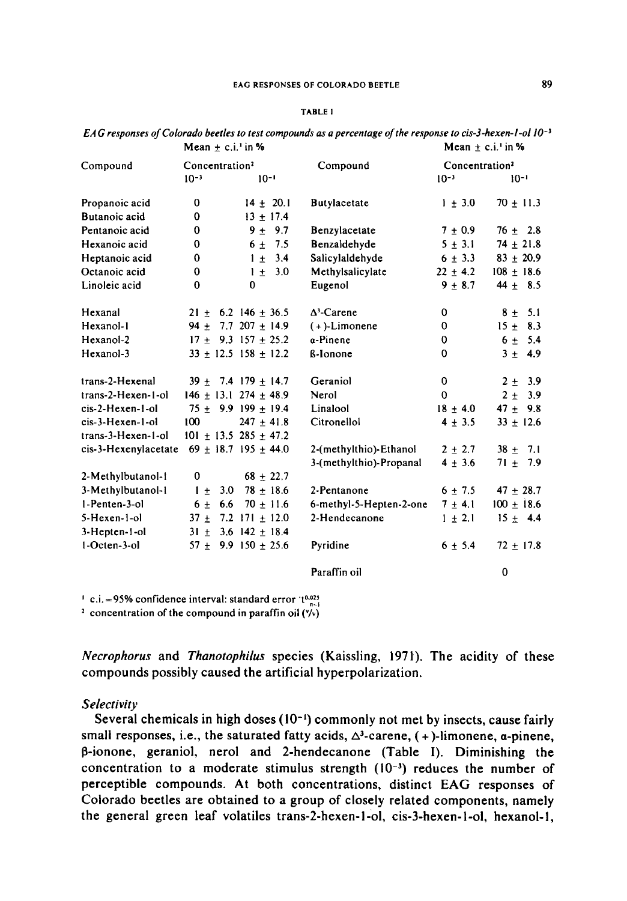**TABLE I**

*EAG responses of Colorado beetles to test compounds as a percentage of the response to cis-3-hexen-1-ol $10^{-3}$*

| Compound | Mean ± c.i.[1] in % Concentration[2] $10^{-3}$ | $10^{-1}$ | Compound | Mean ± c.i.[1] in % Concentration[2] $10^{-3}$ | $10^{-1}$ |
|---|---|---|---|---|---|
| Propanoic acid | 0 | 14 ± 20.1 | Butylacetate | 1 ± 3.0 | 70 ± 11.3 |
| Butanoic acid | 0 | 13 ± 17.4 | | | |
| Pentanoic acid | 0 | 9 ± 9.7 | Benzylacetate | 7 ± 0.9 | 76 ± 2.8 |
| Hexanoic acid | 0 | 6 ± 7.5 | Benzaldehyde | 5 ± 3.1 | 74 ± 21.8 |
| Heptanoic acid | 0 | 1 ± 3.4 | Salicylaldehyde | 6 ± 3.3 | 83 ± 20.9 |
| Octanoic acid | 0 | 1 ± 3.0 | Methylsalicylate | 22 ± 4.2 | 108 ± 18.6 |
| Linoleic acid | 0 | 0 | Eugenol | 9 ± 8.7 | 44 ± 8.5 |
| Hexanal | 21 ± 6.2 | 146 ± 36.5 | $\Delta^3$-Carene | 0 | 8 ± 5.1 |
| Hexanol-1 | 94 ± 7.7 | 207 ± 14.9 | (+)-Limonene | 0 | 15 ± 8.3 |
| Hexanol-2 | 17 ± 9.3 | 157 ± 25.2 | α-Pinene | 0 | 6 ± 5.4 |
| Hexanol-3 | 33 ± 12.5 | 158 ± 12.2 | ß-Ionone | 0 | 3 ± 4.9 |
| trans-2-Hexenal | 39 ± 7.4 | 179 ± 14.7 | Geraniol | 0 | 2 ± 3.9 |
| trans-2-Hexen-1-ol | 146 ± 13.1 | 274 ± 48.9 | Nerol | 0 | 2 ± 3.9 |
| cis-2-Hexen-1-ol | 75 ± 9.9 | 199 ± 19.4 | Linalool | 18 ± 4.0 | 47 ± 9.8 |
| cis-3-Hexen-1-ol | 100 | 247 ± 41.8 | Citronellol | 4 ± 3.5 | 33 ± 12.6 |
| trans-3-Hexen-1-ol | 101 ± 13.5 | 285 ± 47.2 | | | |
| cis-3-Hexenylacetate | 69 ± 18.7 | 195 ± 44.0 | 2-(methylthio)-Ethanol | 2 ± 2.7 | 38 ± 7.1 |
| | | | 3-(methylthio)-Propanal | 4 ± 3.6 | 71 ± 7.9 |
| 2-Methylbutanol-1 | 0 | 68 ± 22.7 | | | |
| 3-Methylbutanol-1 | 1 ± 3.0 | 78 ± 18.6 | 2-Pentanone | 6 ± 7.5 | 47 ± 28.7 |
| 1-Penten-3-ol | 6 ± 6.6 | 70 ± 11.6 | 6-methyl-5-Hepten-2-one | 7 ± 4.1 | 100 ± 18.6 |
| 5-Hexen-1-ol | 37 ± 7.2 | 171 ± 12.0 | 2-Hendecanone | 1 ± 2.1 | 15 ± 4.4 |
| 3-Hepten-1-ol | 31 ± 3.6 | 142 ± 18.4 | | | |
| 1-Octen-3-ol | 57 ± 9.9 | 150 ± 25.6 | Pyridine | 6 ± 5.4 | 72 ± 17.8 |
| | | | Paraffin oil | | 0 |

[1] c.i. = 95% confidence interval: standard error $\cdot t^{0.025}_{n-1}$

[2] concentration of the compound in paraffin oil (v/v)

*Necrophorus* and *Thanotophilus* species (Kaissling, 1971). The acidity of these compounds possibly caused the artificial hyperpolarization.

### *Selectivity*

Several chemicals in high doses ($10^{-1}$) commonly not met by insects, cause fairly small responses, i.e., the saturated fatty acids, $\Delta^3$-carene, (+)-limonene, α-pinene, β-ionone, geraniol, nerol and 2-hendecanone (Table I). Diminishing the concentration to a moderate stimulus strength ($10^{-3}$) reduces the number of perceptible compounds. At both concentrations, distinct EAG responses of Colorado beetles are obtained to a group of closely related components, namely the general green leaf volatiles trans-2-hexen-1-ol, cis-3-hexen-1-ol, hexanol-1,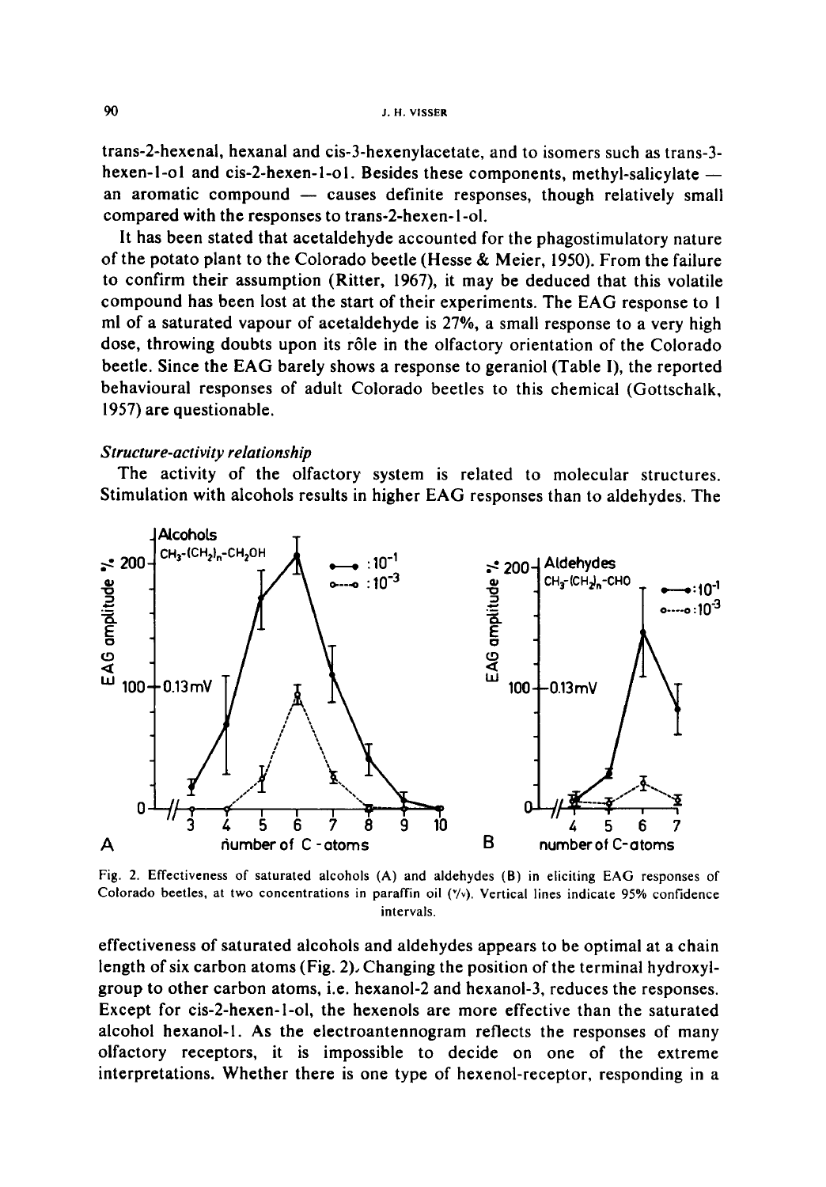trans-2-hexenal, hexanal and cis-3-hexenylacetate, and to isomers such as trans-3-hexen-1-ol and cis-2-hexen-1-ol. Besides these components, methyl-salicylate — an aromatic compound — causes definite responses, though relatively small compared with the responses to trans-2-hexen-1-ol.

It has been stated that acetaldehyde accounted for the phagostimulatory nature of the potato plant to the Colorado beetle (Hesse & Meier, 1950). From the failure to confirm their assumption (Ritter, 1967), it may be deduced that this volatile compound has been lost at the start of their experiments. The EAG response to 1 ml of a saturated vapour of acetaldehyde is 27%, a small response to a very high dose, throwing doubts upon its rôle in the olfactory orientation of the Colorado beetle. Since the EAG barely shows a response to geraniol (Table I), the reported behavioural responses of adult Colorado beetles to this chemical (Gottschalk, 1957) are questionable.

### *Structure-activity relationship*

The activity of the olfactory system is related to molecular structures. Stimulation with alcohols results in higher EAG responses than to aldehydes. The effectiveness of saturated alcohols and aldehydes appears to be optimal at a chain length of six carbon atoms (Fig. 2). Changing the position of the terminal hydroxyl-group to other carbon atoms, i.e. hexanol-2 and hexanol-3, reduces the responses. Except for cis-2-hexen-1-ol, the hexenols are more effective than the saturated alcohol hexanol-1. As the electroantennogram reflects the responses of many olfactory receptors, it is impossible to decide on one of the extreme interpretations. Whether there is one type of hexenol-receptor, responding in a

Fig. 2. Effectiveness of saturated alcohols (A) and aldehydes (B) in eliciting EAG responses of Colorado beetles, at two concentrations in paraffin oil (v/v). Vertical lines indicate 95% confidence intervals.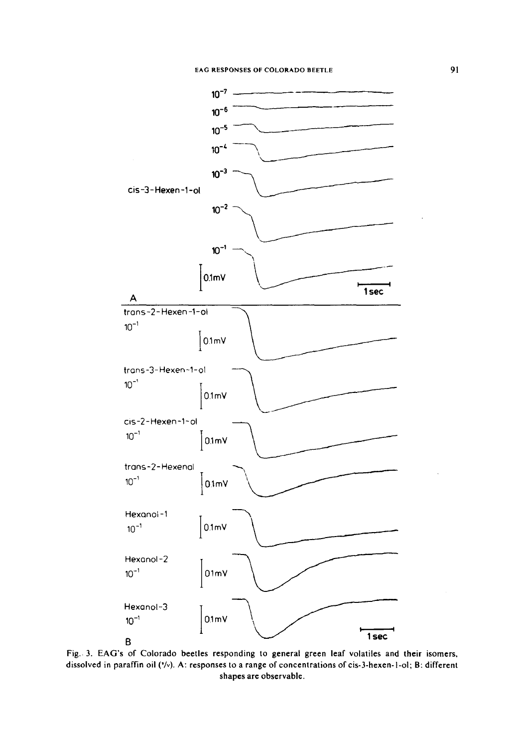Fig. 3. EAG's of Colorado beetles responding to general green leaf volatiles and their isomers, dissolved in paraffin oil (v/v). A: responses to a range of concentrations of cis-3-hexen-1-ol; B: different shapes are observable.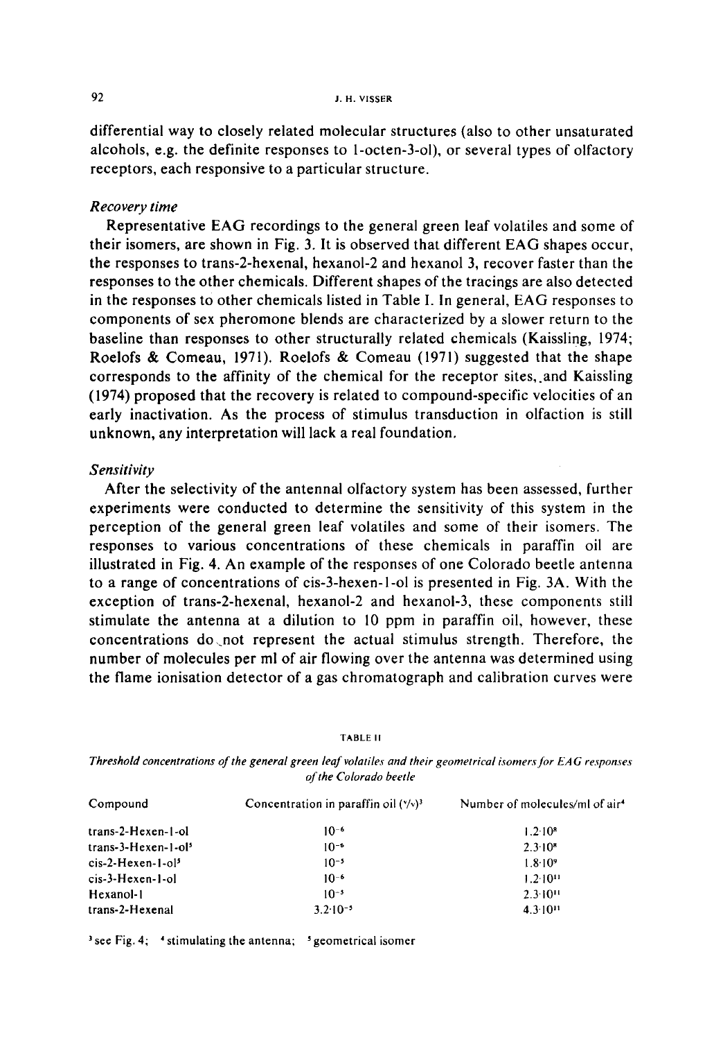differential way to closely related molecular structures (also to other unsaturated alcohols, e.g. the definite responses to 1-octen-3-ol), or several types of olfactory receptors, each responsive to a particular structure.

*Recovery time*

Representative EAG recordings to the general green leaf volatiles and some of their isomers, are shown in Fig. 3. It is observed that different EAG shapes occur, the responses to trans-2-hexenal, hexanol-2 and hexanol 3, recover faster than the responses to the other chemicals. Different shapes of the tracings are also detected in the responses to other chemicals listed in Table I. In general, EAG responses to components of sex pheromone blends are characterized by a slower return to the baseline than responses to other structurally related chemicals (Kaissling, 1974; Roelofs & Comeau, 1971). Roelofs & Comeau (1971) suggested that the shape corresponds to the affinity of the chemical for the receptor sites, and Kaissling (1974) proposed that the recovery is related to compound-specific velocities of an early inactivation. As the process of stimulus transduction in olfaction is still unknown, any interpretation will lack a real foundation.

*Sensitivity*

After the selectivity of the antennal olfactory system has been assessed, further experiments were conducted to determine the sensitivity of this system in the perception of the general green leaf volatiles and some of their isomers. The responses to various concentrations of these chemicals in paraffin oil are illustrated in Fig. 4. An example of the responses of one Colorado beetle antenna to a range of concentrations of cis-3-hexen-1-ol is presented in Fig. 3A. With the exception of trans-2-hexenal, hexanol-2 and hexanol-3, these components still stimulate the antenna at a dilution to 10 ppm in paraffin oil, however, these concentrations do not represent the actual stimulus strength. Therefore, the number of molecules per ml of air flowing over the antenna was determined using the flame ionisation detector of a gas chromatograph and calibration curves were

TABLE II

*Threshold concentrations of the general green leaf volatiles and their geometrical isomers for EAG responses of the Colorado beetle*

| Compound | Concentration in paraffin oil (v/v)[3] | Number of molecules/ml of air[4] |
|---|---|---|
| trans-2-Hexen-1-ol | $10^{-6}$ | $1.2 \cdot 10^{8}$ |
| trans-3-Hexen-1-ol[5] | $10^{-6}$ | $2.3 \cdot 10^{8}$ |
| cis-2-Hexen-1-ol[5] | $10^{-5}$ | $1.8 \cdot 10^{9}$ |
| cis-3-Hexen-1-ol | $10^{-6}$ | $1.2 \cdot 10^{11}$ |
| Hexanol-1 | $10^{-5}$ | $2.3 \cdot 10^{11}$ |
| trans-2-Hexenal | $3.2 \cdot 10^{-5}$ | $4.3 \cdot 10^{11}$ |

[3] see Fig. 4; [4] stimulating the antenna; [5] geometrical isomer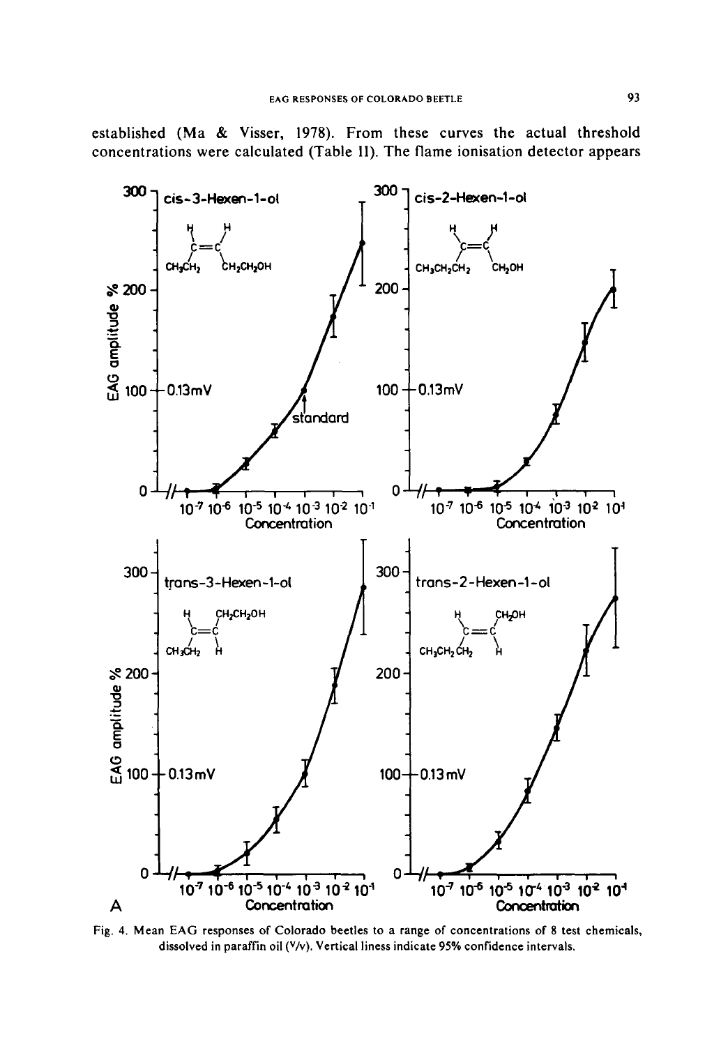established (Ma & Visser, 1978). From these curves the actual threshold concentrations were calculated (Table II). The flame ionisation detector appears

Fig. 4. Mean EAG responses of Colorado beetles to a range of concentrations of 8 test chemicals, dissolved in paraffin oil (V/v). Vertical liness indicate 95% confidence intervals.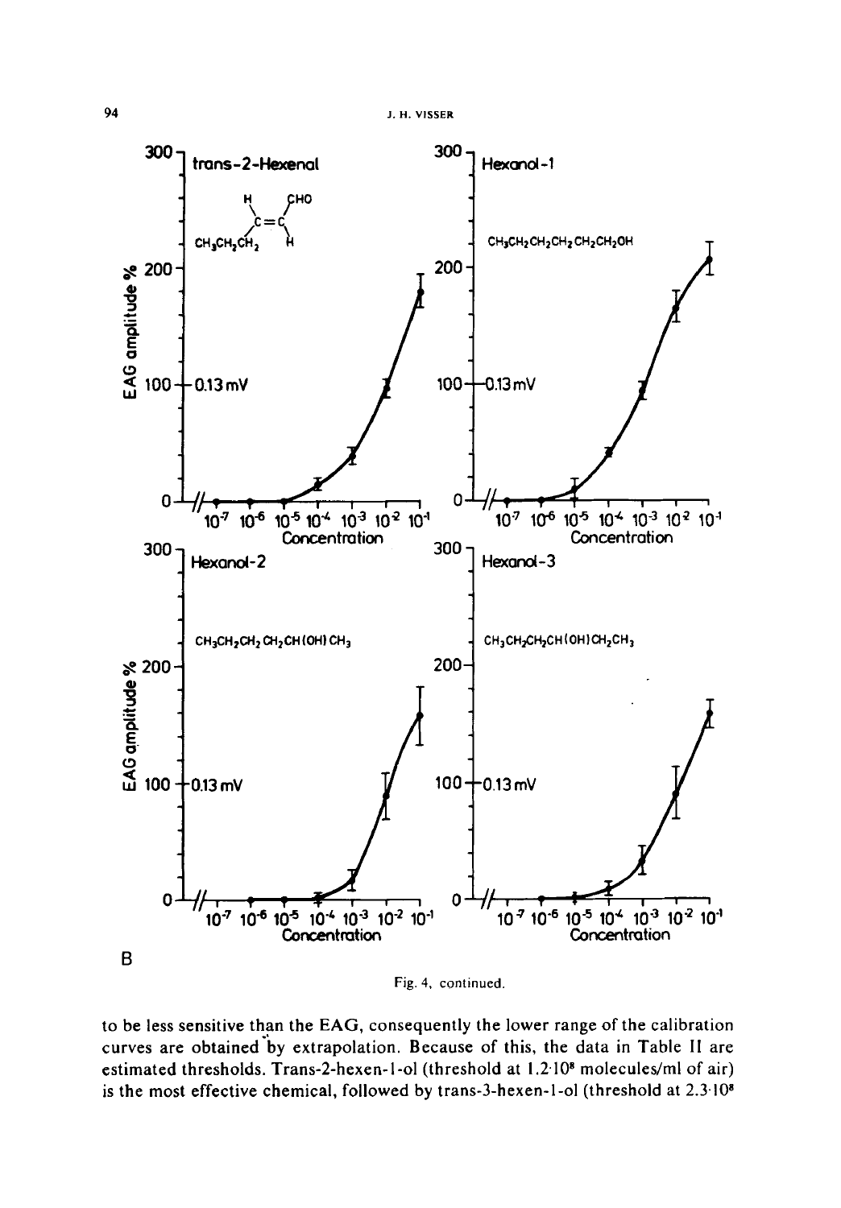Fig. 4, continued.

to be less sensitive than the EAG, consequently the lower range of the calibration curves are obtained by extrapolation. Because of this, the data in Table II are estimated thresholds. Trans-2-hexen-1-ol (threshold at $1.2 \cdot 10^8$ molecules/ml of air) is the most effective chemical, followed by trans-3-hexen-1-ol (threshold at $2.3 \cdot 10^8$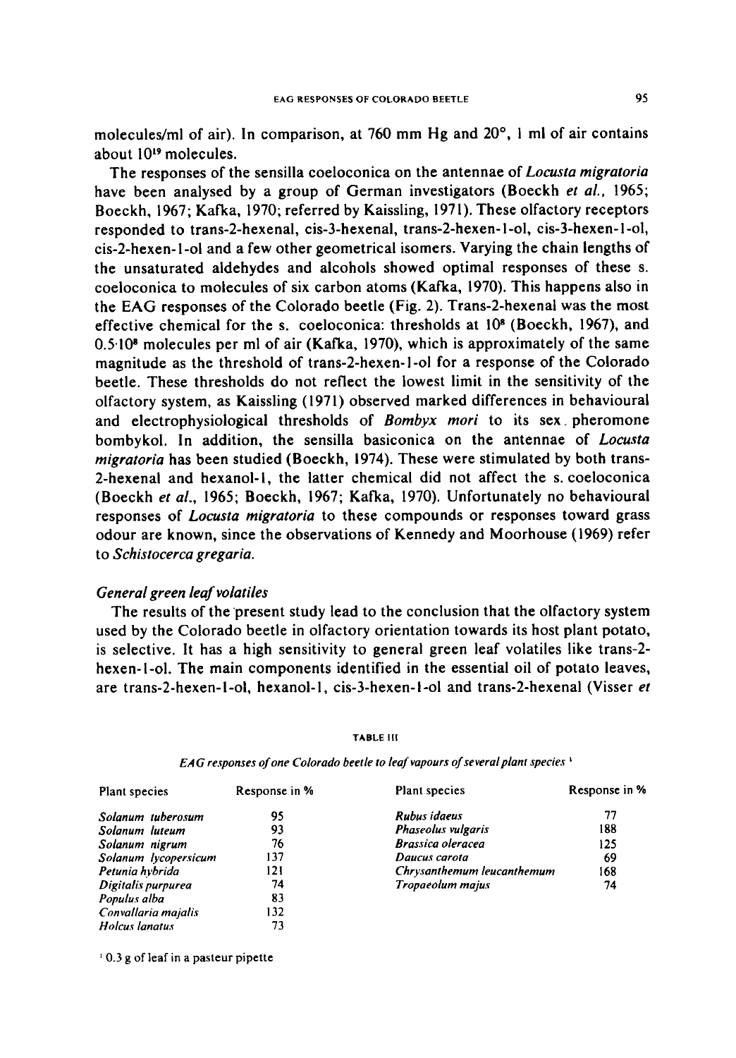molecules/ml of air). In comparison, at 760 mm Hg and 20°, 1 ml of air contains about $10^{19}$ molecules.

The responses of the sensilla coeloconica on the antennae of *Locusta migratoria* have been analysed by a group of German investigators (Boeckh *et al.*, 1965; Boeckh, 1967; Kafka, 1970; referred by Kaissling, 1971). These olfactory receptors responded to trans-2-hexenal, cis-3-hexenal, trans-2-hexen-1-ol, cis-3-hexen-1-ol, cis-2-hexen-1-ol and a few other geometrical isomers. Varying the chain lengths of the unsaturated aldehydes and alcohols showed optimal responses of these s. coeloconica to molecules of six carbon atoms (Kafka, 1970). This happens also in the EAG responses of the Colorado beetle (Fig. 2). Trans-2-hexenal was the most effective chemical for the s. coeloconica: thresholds at $10^8$ (Boeckh, 1967), and $0.5 \cdot 10^8$ molecules per ml of air (Kafka, 1970), which is approximately of the same magnitude as the threshold of trans-2-hexen-1-ol for a response of the Colorado beetle. These thresholds do not reflect the lowest limit in the sensitivity of the olfactory system, as Kaissling (1971) observed marked differences in behavioural and electrophysiological thresholds of *Bombyx mori* to its sex pheromone bombykol. In addition, the sensilla basiconica on the antennae of *Locusta migratoria* has been studied (Boeckh, 1974). These were stimulated by both trans-2-hexenal and hexanol-1, the latter chemical did not affect the s. coeloconica (Boeckh *et al.*, 1965; Boeckh, 1967; Kafka, 1970). Unfortunately no behavioural responses of *Locusta migratoria* to these compounds or responses toward grass odour are known, since the observations of Kennedy and Moorhouse (1969) refer to *Schistocerca gregaria*.

### *General green leaf volatiles*

The results of the present study lead to the conclusion that the olfactory system used by the Colorado beetle in olfactory orientation towards its host plant potato, is selective. It has a high sensitivity to general green leaf volatiles like trans-2-hexen-1-ol. The main components identified in the essential oil of potato leaves, are trans-2-hexen-1-ol, hexanol-1, cis-3-hexen-1-ol and trans-2-hexenal (Visser *et*

TABLE III

*EAG responses of one Colorado beetle to leaf vapours of several plant species* [1]

| Plant species | Response in % | Plant species | Response in % |
|---|---|---|---|
| *Solanum tuberosum* | 95 | *Rubus idaeus* | 77 |
| *Solanum luteum* | 93 | *Phaseolus vulgaris* | 188 |
| *Solanum nigrum* | 76 | *Brassica oleracea* | 125 |
| *Solanum lycopersicum* | 137 | *Daucus carota* | 69 |
| *Petunia hybrida* | 121 | *Chrysanthemum leucanthemum* | 168 |
| *Digitalis purpurea* | 74 | *Tropaeolum majus* | 74 |
| *Populus alba* | 83 | | |
| *Convallaria majalis* | 132 | | |
| *Holcus lanatus* | 73 | | |

[1] 0.3 g of leaf in a pasteur pipette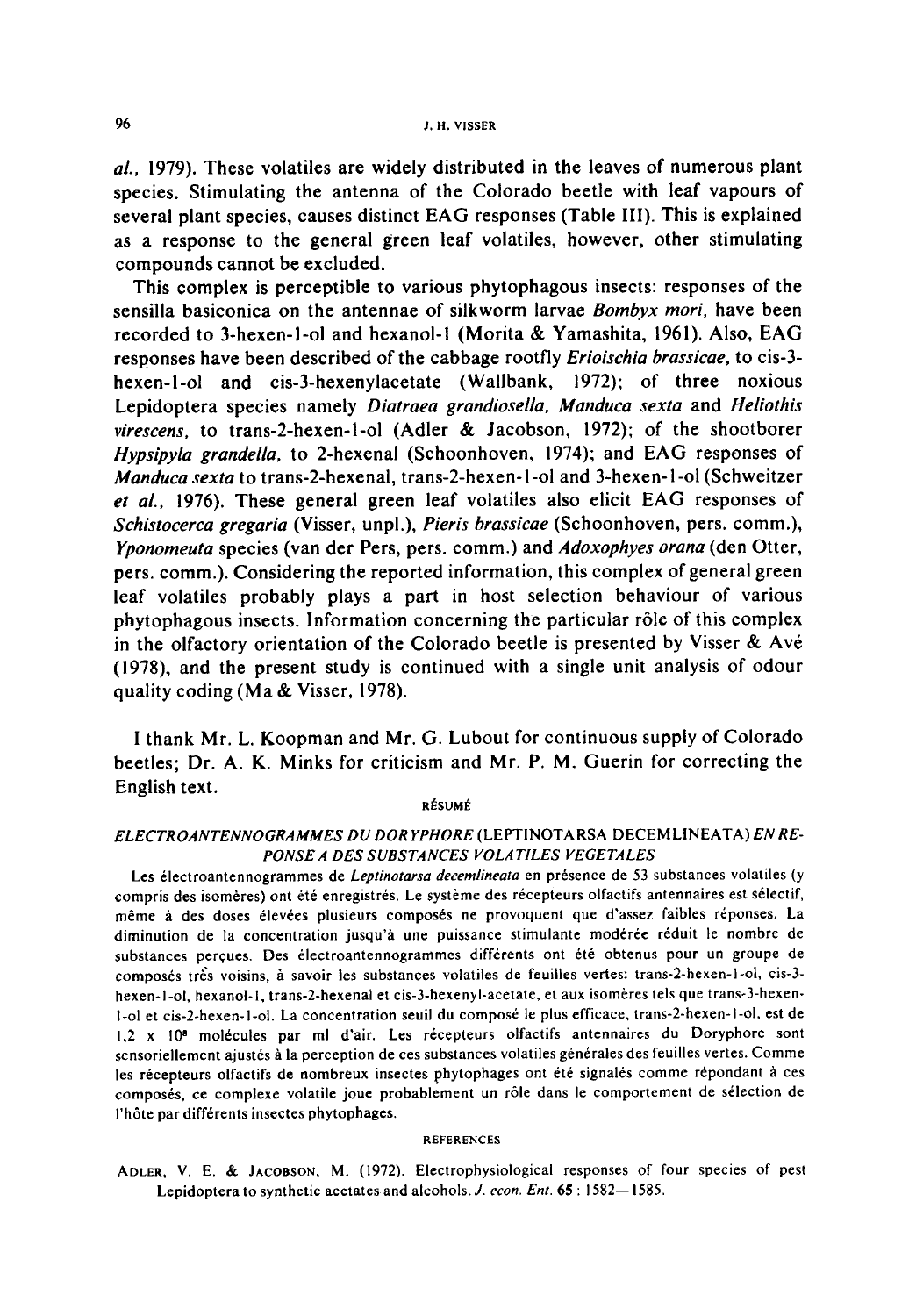*al.*, 1979). These volatiles are widely distributed in the leaves of numerous plant species. Stimulating the antenna of the Colorado beetle with leaf vapours of several plant species, causes distinct EAG responses (Table III). This is explained as a response to the general green leaf volatiles, however, other stimulating compounds cannot be excluded.

This complex is perceptible to various phytophagous insects: responses of the sensilla basiconica on the antennae of silkworm larvae *Bombyx mori*, have been recorded to 3-hexen-1-ol and hexanol-1 (Morita & Yamashita, 1961). Also, EAG responses have been described of the cabbage rootfly *Erioischia brassicae*, to cis-3-hexen-1-ol and cis-3-hexenylacetate (Wallbank, 1972); of three noxious Lepidoptera species namely *Diatraea grandiosella*, *Manduca sexta* and *Heliothis virescens*, to trans-2-hexen-1-ol (Adler & Jacobson, 1972); of the shootborer *Hypsipyla grandella*, to 2-hexenal (Schoonhoven, 1974); and EAG responses of *Manduca sexta* to trans-2-hexenal, trans-2-hexen-1-ol and 3-hexen-1-ol (Schweitzer *et al.*, 1976). These general green leaf volatiles also elicit EAG responses of *Schistocerca gregaria* (Visser, unpl.), *Pieris brassicae* (Schoonhoven, pers. comm.), *Yponomeuta* species (van der Pers, pers. comm.) and *Adoxophyes orana* (den Otter, pers. comm.). Considering the reported information, this complex of general green leaf volatiles probably plays a part in host selection behaviour of various phytophagous insects. Information concerning the particular rôle of this complex in the olfactory orientation of the Colorado beetle is presented by Visser & Avé (1978), and the present study is continued with a single unit analysis of odour quality coding (Ma & Visser, 1978).

I thank Mr. L. Koopman and Mr. G. Lubout for continuous supply of Colorado beetles; Dr. A. K. Minks for criticism and Mr. P. M. Guerin for correcting the English text.

## RÉSUMÉ

### *ELECTROANTENNOGRAMMES DU DORYPHORE* (LEPTINOTARSA DECEMLINEATA) *EN REPONSE A DES SUBSTANCES VOLATILES VEGETALES*

Les électroantennogrammes de *Leptinotarsa decemlineata* en présence de 53 substances volatiles (y compris des isomères) ont été enregistrés. Le système des récepteurs olfactifs antennaires est sélectif, même à des doses élevées plusieurs composés ne provoquent que d'assez faibles réponses. La diminution de la concentration jusqu'à une puissance stimulante modérée réduit le nombre de substances perçues. Des électroantennogrammes différents ont été obtenus pour un groupe de composés très voisins, à savoir les substances volatiles de feuilles vertes: trans-2-hexen-1-ol, cis-3-hexen-1-ol, hexanol-1, trans-2-hexenal et cis-3-hexenyl-acetate, et aux isomères tels que trans-3-hexen-1-ol et cis-2-hexen-1-ol. La concentration seuil du composé le plus efficace, trans-2-hexen-1-ol, est de $1{,}2 \times 10^8$ molécules par ml d'air. Les récepteurs olfactifs antennaires du Doryphore sont sensoriellement ajustés à la perception de ces substances volatiles générales des feuilles vertes. Comme les récepteurs olfactifs de nombreux insectes phytophages ont été signalés comme répondant à ces composés, ce complexe volatile joue probablement un rôle dans le comportement de sélection de l'hôte par différents insectes phytophages.

## REFERENCES

ADLER, V. E. & JACOBSON, M. (1972). Electrophysiological responses of four species of pest Lepidoptera to synthetic acetates and alcohols. *J. econ. Ent.* **65**: 1582—1585.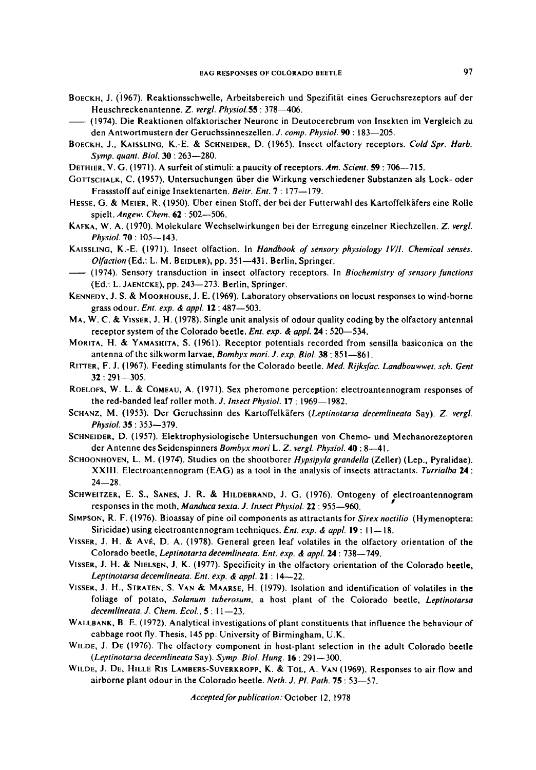BOECKH, J. (1967). Reaktionsschwelle, Arbeitsbereich und Spezifität eines Geruchsrezeptors auf der Heuschreckenantenne. *Z. vergl. Physiol.* **55** : 378—406.

—— (1974). Die Reaktionen olfaktorischer Neurone in Deutocerebrum von Insekten im Vergleich zu den Antwortmustern der Geruchssinneszellen. *J. comp. Physiol.* **90** : 183—205.

BOECKH, J., KAISSLING, K.-E. & SCHNEIDER, D. (1965). Insect olfactory receptors. *Cold Spr. Harb. Symp. quant. Biol.* **30** : 263—280.

DETHIER, V. G. (1971). A surfeit of stimuli: a paucity of receptors. *Am. Scient.* **59** : 706—715.

GOTTSCHALK, C. (1957). Untersuchungen über die Wirkung verschiedener Substanzen als Lock- oder Frassstoff auf einige Insektenarten. *Beitr. Ent.* **7** : 177—179.

HESSE, G. & MEIER, R. (1950). Über einen Stoff, der bei der Futterwahl des Kartoffelkäfers eine Rolle spielt. *Angew. Chem.* **62** : 502—506.

KAFKA, W. A. (1970). Molekulare Wechselwirkungen bei der Erregung einzelner Riechzellen. *Z. vergl. Physiol.* **70** : 105—143.

KAISSLING, K.-E. (1971). Insect olfaction. In *Handbook of sensory physiology IV/I. Chemical senses. Olfaction* (Ed.: L. M. BEIDLER), pp. 351—431. Berlin, Springer.

—— (1974). Sensory transduction in insect olfactory receptors. In *Biochemistry of sensory functions* (Ed.: L. JAENICKE), pp. 243—273. Berlin, Springer.

KENNEDY, J. S. & MOORHOUSE, J. E. (1969). Laboratory observations on locust responses to wind-borne grass odour. *Ent. exp. & appl.* **12** : 487—503.

MA, W. C. & VISSER, J. H. (1978). Single unit analysis of odour quality coding by the olfactory antennal receptor system of the Colorado beetle. *Ent. exp. & appl.* **24** : 520—534.

MORITA, H. & YAMASHITA, S. (1961). Receptor potentials recorded from sensilla basiconica on the antenna of the silkworm larvae, *Bombyx mori*. *J. exp. Biol.* **38** : 851—861.

RITTER, F. J. (1967). Feeding stimulants for the Colorado beetle. *Med. Rijksfac. Landbouwwet. sch. Gent* **32** : 291—305.

ROELOFS, W. L. & COMEAU, A. (1971). Sex pheromone perception: electroantennogram responses of the red-banded leaf roller moth. *J. Insect Physiol.* **17** : 1969—1982.

SCHANZ, M. (1953). Der Geruchssinn des Kartoffelkäfers (*Leptinotarsa decemlineata* Say). *Z. vergl. Physiol.* **35** : 353—379.

SCHNEIDER, D. (1957). Elektrophysiologische Untersuchungen von Chemo- und Mechanorezeptoren der Antenne des Seidenspinners *Bombyx mori* L. *Z. vergl. Physiol.* **40** : 8—41.

SCHOONHOVEN, L. M. (1974). Studies on the shootborer *Hypsipyla grandella* (Zeller) (Lep., Pyralidae). XXIII. Electroantennogram (EAG) as a tool in the analysis of insects attractants. *Turrialba* **24** : 24—28.

SCHWEITZER, E. S., SANES, J. R. & HILDEBRAND, J. G. (1976). Ontogeny of electroantennogram responses in the moth, *Manduca sexta*. *J. Insect Physiol.* **22** : 955—960.

SIMPSON, R. F. (1976). Bioassay of pine oil components as attractants for *Sirex noctilio* (Hymenoptera: Siricidae) using electroantennogram techniques. *Ent. exp. & appl.* **19** : 11—18.

VISSER, J. H. & AVÉ, D. A. (1978). General green leaf volatiles in the olfactory orientation of the Colorado beetle, *Leptinotarsa decemlineata*. *Ent. exp. & appl.* **24** : 738—749.

VISSER, J. H. & NIELSEN, J. K. (1977). Specificity in the olfactory orientation of the Colorado beetle, *Leptinotarsa decemlineata*. *Ent. exp. & appl.* **21** : 14—22.

VISSER, J. H., STRATEN, S. VAN & MAARSE, H. (1979). Isolation and identification of volatiles in the foliage of potato, *Solanum tuberosum*, a host plant of the Colorado beetle, *Leptinotarsa decemlineata*. *J. Chem. Ecol.*, **5** : 11—23.

WALLBANK, B. E. (1972). Analytical investigations of plant constituents that influence the behaviour of cabbage root fly. Thesis, 145 pp. University of Birmingham, U.K.

WILDE, J. DE (1976). The olfactory component in host-plant selection in the adult Colorado beetle (*Leptinotarsa decemlineata* Say). *Symp. Biol. Hung.* **16** : 291—300.

WILDE, J. DE, HILLE RIS LAMBERS-SUVERKROPP, K. & TOL, A. VAN (1969). Responses to air flow and airborne plant odour in the Colorado beetle. *Neth. J. Pl. Path.* **75** : 53—57.

*Accepted for publication:* October 12, 1978